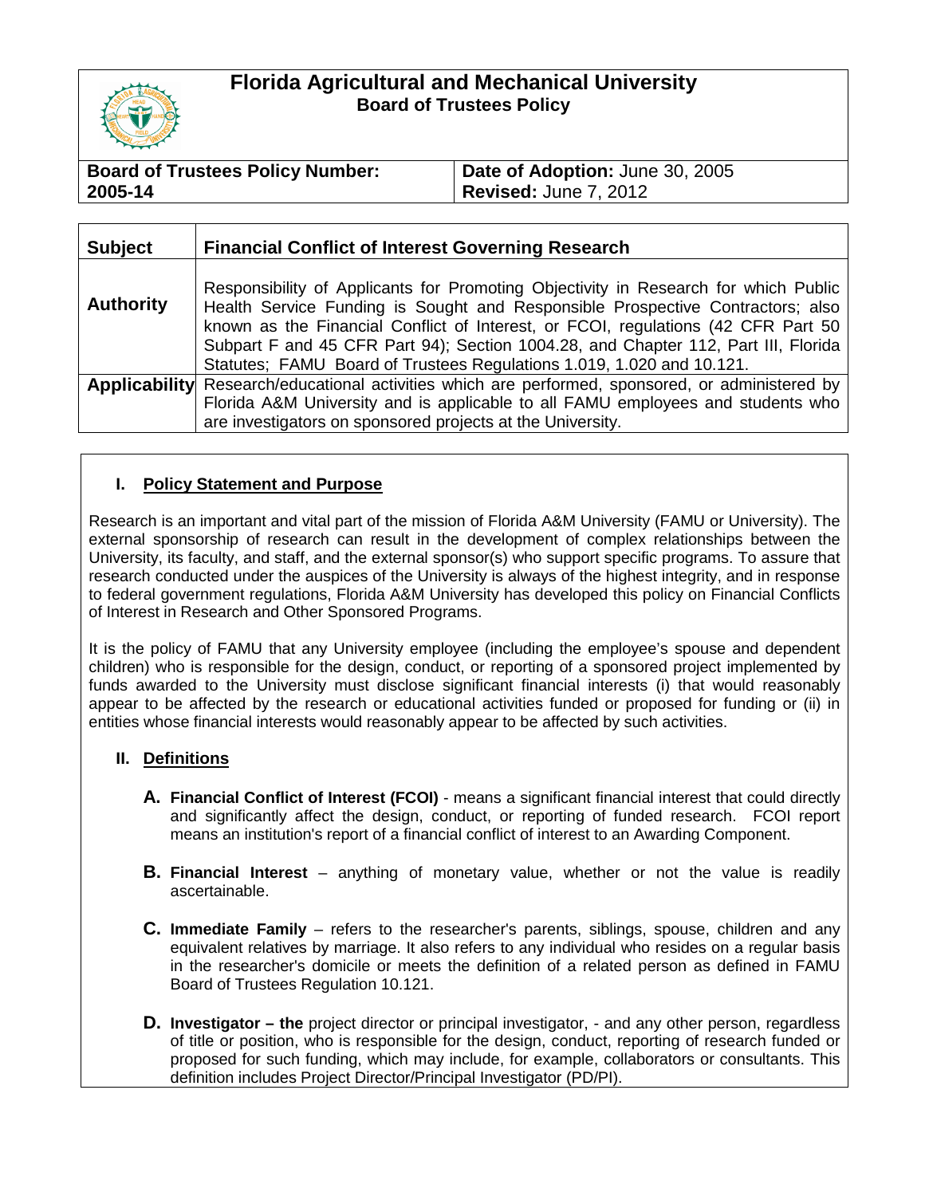# Florida Agricultural and Mechanical University

## Board of Trustees Policy

| **Board of Trustees Policy Number: 2005-14** | **Date of Adoption:** June 30, 2005 **Revised:** June 7, 2012 |
|---|---|

| **Subject** | **Financial Conflict of Interest Governing Research** |
|---|---|
| **Authority** | Responsibility of Applicants for Promoting Objectivity in Research for which Public Health Service Funding is Sought and Responsible Prospective Contractors; also known as the Financial Conflict of Interest, or FCOI, regulations (42 CFR Part 50 Subpart F and 45 CFR Part 94); Section 1004.28, and Chapter 112, Part III, Florida Statutes; FAMU Board of Trustees Regulations 1.019, 1.020 and 10.121. |
| **Applicability** | Research/educational activities which are performed, sponsored, or administered by Florida A&M University and is applicable to all FAMU employees and students who are investigators on sponsored projects at the University. |

### I. Policy Statement and Purpose

Research is an important and vital part of the mission of Florida A&M University (FAMU or University). The external sponsorship of research can result in the development of complex relationships between the University, its faculty, and staff, and the external sponsor(s) who support specific programs. To assure that research conducted under the auspices of the University is always of the highest integrity, and in response to federal government regulations, Florida A&M University has developed this policy on Financial Conflicts of Interest in Research and Other Sponsored Programs.

It is the policy of FAMU that any University employee (including the employee's spouse and dependent children) who is responsible for the design, conduct, or reporting of a sponsored project implemented by funds awarded to the University must disclose significant financial interests (i) that would reasonably appear to be affected by the research or educational activities funded or proposed for funding or (ii) in entities whose financial interests would reasonably appear to be affected by such activities.

### II. Definitions

**A. Financial Conflict of Interest (FCOI)** - means a significant financial interest that could directly and significantly affect the design, conduct, or reporting of funded research. FCOI report means an institution's report of a financial conflict of interest to an Awarding Component.

**B. Financial Interest** – anything of monetary value, whether or not the value is readily ascertainable.

**C. Immediate Family** – refers to the researcher's parents, siblings, spouse, children and any equivalent relatives by marriage. It also refers to any individual who resides on a regular basis in the researcher's domicile or meets the definition of a related person as defined in FAMU Board of Trustees Regulation 10.121.

**D. Investigator – the** project director or principal investigator, - and any other person, regardless of title or position, who is responsible for the design, conduct, reporting of research funded or proposed for such funding, which may include, for example, collaborators or consultants. This definition includes Project Director/Principal Investigator (PD/PI).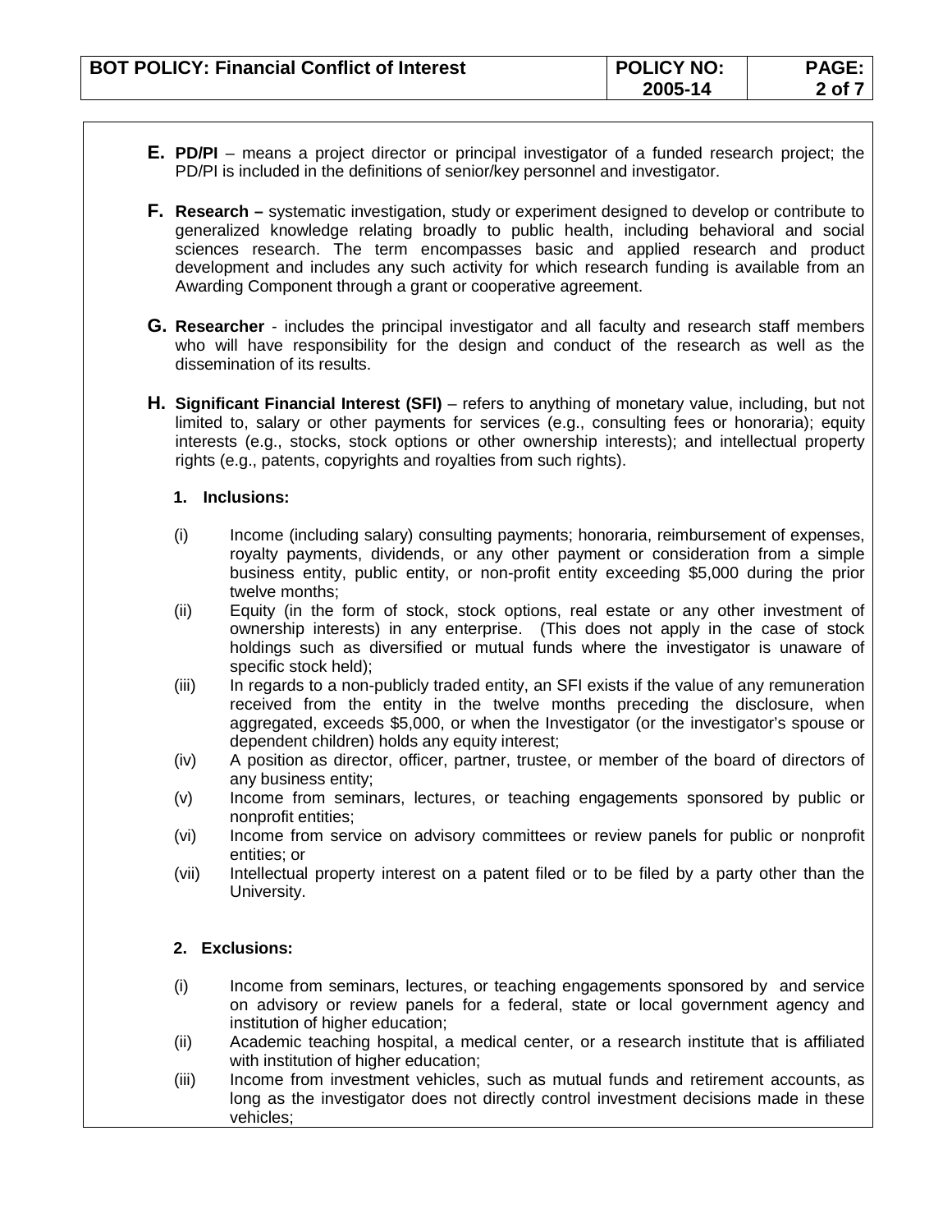**E.** **PD/PI** – means a project director or principal investigator of a funded research project; the PD/PI is included in the definitions of senior/key personnel and investigator.

**F.** **Research –** systematic investigation, study or experiment designed to develop or contribute to generalized knowledge relating broadly to public health, including behavioral and social sciences research. The term encompasses basic and applied research and product development and includes any such activity for which research funding is available from an Awarding Component through a grant or cooperative agreement.

**G.** **Researcher** - includes the principal investigator and all faculty and research staff members who will have responsibility for the design and conduct of the research as well as the dissemination of its results.

**H.** **Significant Financial Interest (SFI)** – refers to anything of monetary value, including, but not limited to, salary or other payments for services (e.g., consulting fees or honoraria); equity interests (e.g., stocks, stock options or other ownership interests); and intellectual property rights (e.g., patents, copyrights and royalties from such rights).

**1. Inclusions:**

(i) Income (including salary) consulting payments; honoraria, reimbursement of expenses, royalty payments, dividends, or any other payment or consideration from a simple business entity, public entity, or non-profit entity exceeding $5,000 during the prior twelve months;

(ii) Equity (in the form of stock, stock options, real estate or any other investment of ownership interests) in any enterprise. (This does not apply in the case of stock holdings such as diversified or mutual funds where the investigator is unaware of specific stock held);

(iii) In regards to a non-publicly traded entity, an SFI exists if the value of any remuneration received from the entity in the twelve months preceding the disclosure, when aggregated, exceeds $5,000, or when the Investigator (or the investigator's spouse or dependent children) holds any equity interest;

(iv) A position as director, officer, partner, trustee, or member of the board of directors of any business entity;

(v) Income from seminars, lectures, or teaching engagements sponsored by public or nonprofit entities;

(vi) Income from service on advisory committees or review panels for public or nonprofit entities; or

(vii) Intellectual property interest on a patent filed or to be filed by a party other than the University.

**2. Exclusions:**

(i) Income from seminars, lectures, or teaching engagements sponsored by and service on advisory or review panels for a federal, state or local government agency and institution of higher education;

(ii) Academic teaching hospital, a medical center, or a research institute that is affiliated with institution of higher education;

(iii) Income from investment vehicles, such as mutual funds and retirement accounts, as long as the investigator does not directly control investment decisions made in these vehicles;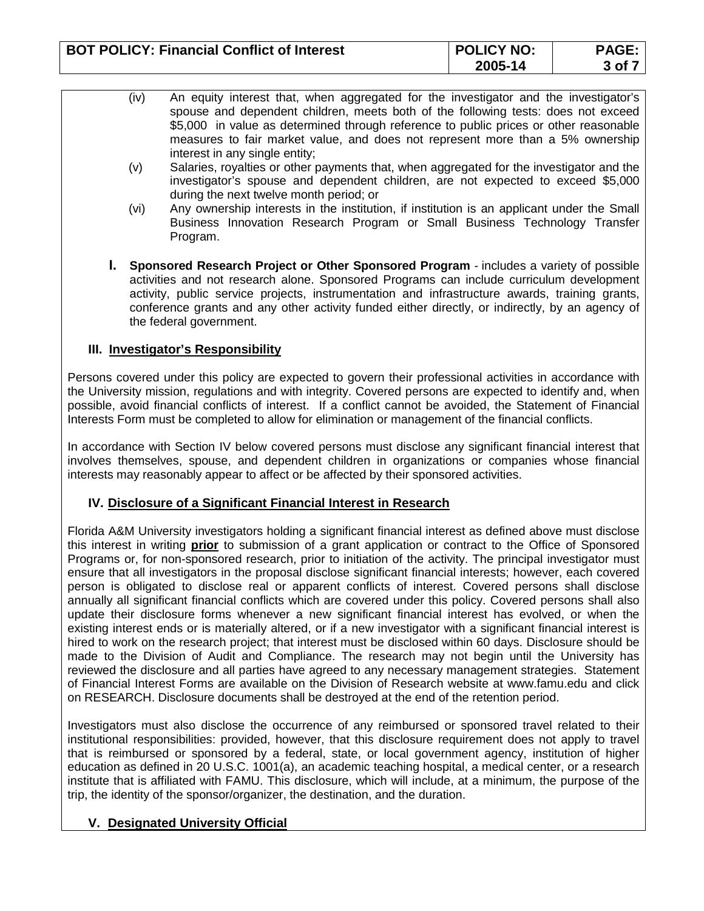(iv) An equity interest that, when aggregated for the investigator and the investigator's spouse and dependent children, meets both of the following tests: does not exceed \$5,000 in value as determined through reference to public prices or other reasonable measures to fair market value, and does not represent more than a 5% ownership interest in any single entity;

(v) Salaries, royalties or other payments that, when aggregated for the investigator and the investigator's spouse and dependent children, are not expected to exceed \$5,000 during the next twelve month period; or

(vi) Any ownership interests in the institution, if institution is an applicant under the Small Business Innovation Research Program or Small Business Technology Transfer Program.

**I. Sponsored Research Project or Other Sponsored Program** - includes a variety of possible activities and not research alone. Sponsored Programs can include curriculum development activity, public service projects, instrumentation and infrastructure awards, training grants, conference grants and any other activity funded either directly, or indirectly, by an agency of the federal government.

## III. Investigator's Responsibility

Persons covered under this policy are expected to govern their professional activities in accordance with the University mission, regulations and with integrity. Covered persons are expected to identify and, when possible, avoid financial conflicts of interest. If a conflict cannot be avoided, the Statement of Financial Interests Form must be completed to allow for elimination or management of the financial conflicts.

In accordance with Section IV below covered persons must disclose any significant financial interest that involves themselves, spouse, and dependent children in organizations or companies whose financial interests may reasonably appear to affect or be affected by their sponsored activities.

## IV. Disclosure of a Significant Financial Interest in Research

Florida A&M University investigators holding a significant financial interest as defined above must disclose this interest in writing **prior** to submission of a grant application or contract to the Office of Sponsored Programs or, for non-sponsored research, prior to initiation of the activity. The principal investigator must ensure that all investigators in the proposal disclose significant financial interests; however, each covered person is obligated to disclose real or apparent conflicts of interest. Covered persons shall disclose annually all significant financial conflicts which are covered under this policy. Covered persons shall also update their disclosure forms whenever a new significant financial interest has evolved, or when the existing interest ends or is materially altered, or if a new investigator with a significant financial interest is hired to work on the research project; that interest must be disclosed within 60 days. Disclosure should be made to the Division of Audit and Compliance. The research may not begin until the University has reviewed the disclosure and all parties have agreed to any necessary management strategies. Statement of Financial Interest Forms are available on the Division of Research website at www.famu.edu and click on RESEARCH. Disclosure documents shall be destroyed at the end of the retention period.

Investigators must also disclose the occurrence of any reimbursed or sponsored travel related to their institutional responsibilities: provided, however, that this disclosure requirement does not apply to travel that is reimbursed or sponsored by a federal, state, or local government agency, institution of higher education as defined in 20 U.S.C. 1001(a), an academic teaching hospital, a medical center, or a research institute that is affiliated with FAMU. This disclosure, which will include, at a minimum, the purpose of the trip, the identity of the sponsor/organizer, the destination, and the duration.

## V. Designated University Official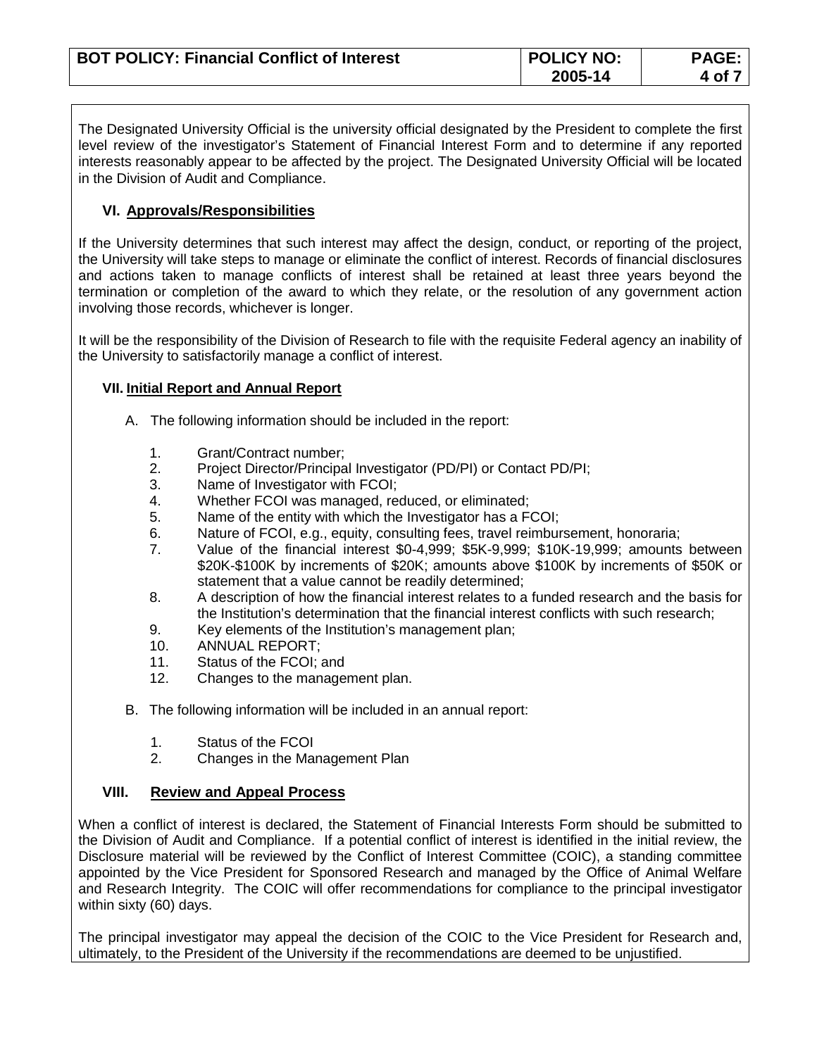The Designated University Official is the university official designated by the President to complete the first level review of the investigator's Statement of Financial Interest Form and to determine if any reported interests reasonably appear to be affected by the project. The Designated University Official will be located in the Division of Audit and Compliance.

## VI. Approvals/Responsibilities

If the University determines that such interest may affect the design, conduct, or reporting of the project, the University will take steps to manage or eliminate the conflict of interest. Records of financial disclosures and actions taken to manage conflicts of interest shall be retained at least three years beyond the termination or completion of the award to which they relate, or the resolution of any government action involving those records, whichever is longer.

It will be the responsibility of the Division of Research to file with the requisite Federal agency an inability of the University to satisfactorily manage a conflict of interest.

## VII. Initial Report and Annual Report

A. The following information should be included in the report:

1. Grant/Contract number;
2. Project Director/Principal Investigator (PD/PI) or Contact PD/PI;
3. Name of Investigator with FCOI;
4. Whether FCOI was managed, reduced, or eliminated;
5. Name of the entity with which the Investigator has a FCOI;
6. Nature of FCOI, e.g., equity, consulting fees, travel reimbursement, honoraria;
7. Value of the financial interest $0-4,999; $5K-9,999; $10K-19,999; amounts between $20K-$100K by increments of $20K; amounts above $100K by increments of $50K or statement that a value cannot be readily determined;
8. A description of how the financial interest relates to a funded research and the basis for the Institution's determination that the financial interest conflicts with such research;
9. Key elements of the Institution's management plan;
10. ANNUAL REPORT;
11. Status of the FCOI; and
12. Changes to the management plan.

B. The following information will be included in an annual report:

1. Status of the FCOI
2. Changes in the Management Plan

## VIII. Review and Appeal Process

When a conflict of interest is declared, the Statement of Financial Interests Form should be submitted to the Division of Audit and Compliance. If a potential conflict of interest is identified in the initial review, the Disclosure material will be reviewed by the Conflict of Interest Committee (COIC), a standing committee appointed by the Vice President for Sponsored Research and managed by the Office of Animal Welfare and Research Integrity. The COIC will offer recommendations for compliance to the principal investigator within sixty (60) days.

The principal investigator may appeal the decision of the COIC to the Vice President for Research and, ultimately, to the President of the University if the recommendations are deemed to be unjustified.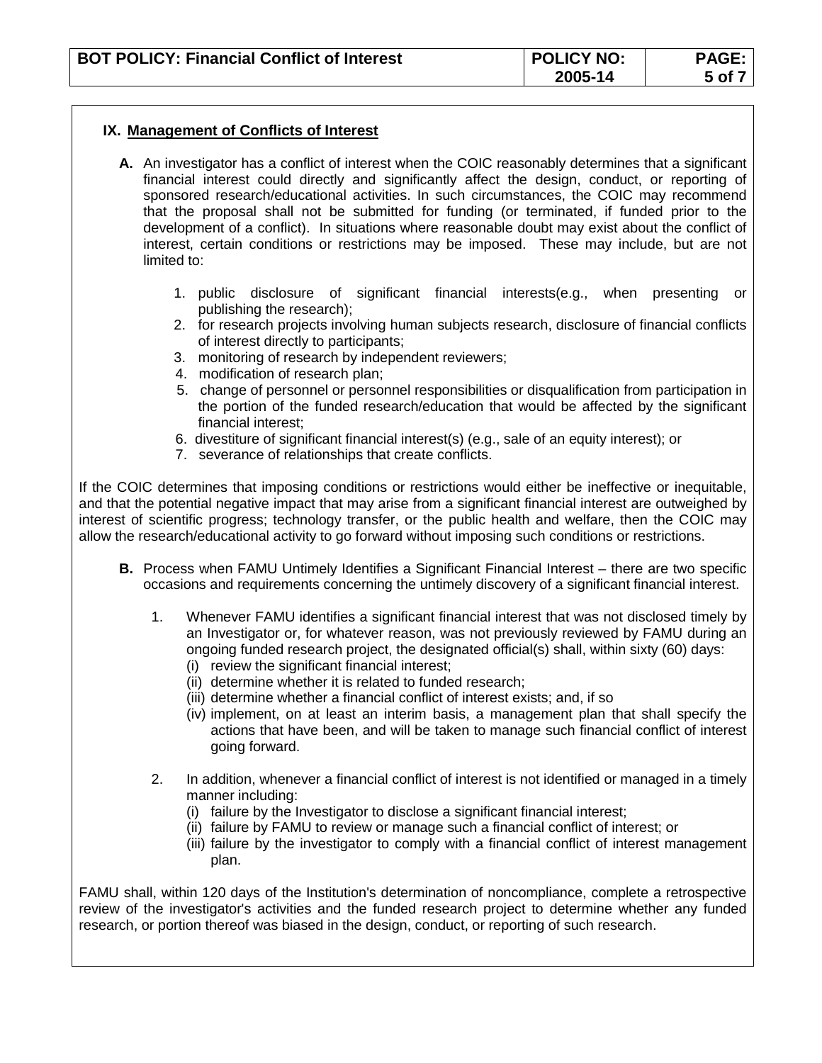## IX. Management of Conflicts of Interest

**A.** An investigator has a conflict of interest when the COIC reasonably determines that a significant financial interest could directly and significantly affect the design, conduct, or reporting of sponsored research/educational activities. In such circumstances, the COIC may recommend that the proposal shall not be submitted for funding (or terminated, if funded prior to the development of a conflict). In situations where reasonable doubt may exist about the conflict of interest, certain conditions or restrictions may be imposed. These may include, but are not limited to:

1. public disclosure of significant financial interests(e.g., when presenting or publishing the research);
2. for research projects involving human subjects research, disclosure of financial conflicts of interest directly to participants;
3. monitoring of research by independent reviewers;
4. modification of research plan;
5. change of personnel or personnel responsibilities or disqualification from participation in the portion of the funded research/education that would be affected by the significant financial interest;
6. divestiture of significant financial interest(s) (e.g., sale of an equity interest); or
7. severance of relationships that create conflicts.

If the COIC determines that imposing conditions or restrictions would either be ineffective or inequitable, and that the potential negative impact that may arise from a significant financial interest are outweighed by interest of scientific progress; technology transfer, or the public health and welfare, then the COIC may allow the research/educational activity to go forward without imposing such conditions or restrictions.

**B.** Process when FAMU Untimely Identifies a Significant Financial Interest – there are two specific occasions and requirements concerning the untimely discovery of a significant financial interest.

1. Whenever FAMU identifies a significant financial interest that was not disclosed timely by an Investigator or, for whatever reason, was not previously reviewed by FAMU during an ongoing funded research project, the designated official(s) shall, within sixty (60) days:
   - (i) review the significant financial interest;
   - (ii) determine whether it is related to funded research;
   - (iii) determine whether a financial conflict of interest exists; and, if so
   - (iv) implement, on at least an interim basis, a management plan that shall specify the actions that have been, and will be taken to manage such financial conflict of interest going forward.

2. In addition, whenever a financial conflict of interest is not identified or managed in a timely manner including:
   - (i) failure by the Investigator to disclose a significant financial interest;
   - (ii) failure by FAMU to review or manage such a financial conflict of interest; or
   - (iii) failure by the investigator to comply with a financial conflict of interest management plan.

FAMU shall, within 120 days of the Institution's determination of noncompliance, complete a retrospective review of the investigator's activities and the funded research project to determine whether any funded research, or portion thereof was biased in the design, conduct, or reporting of such research.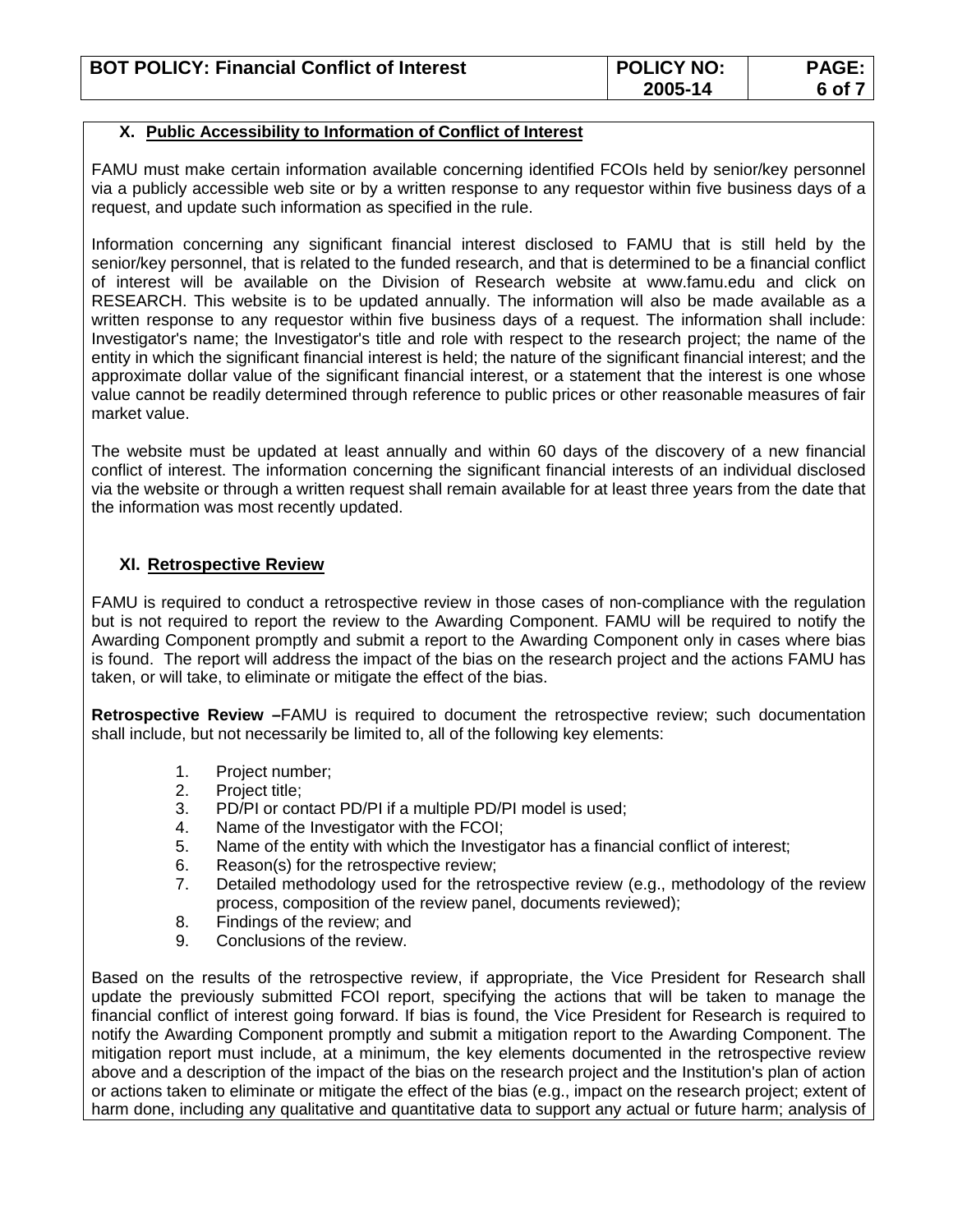## X. Public Accessibility to Information of Conflict of Interest

FAMU must make certain information available concerning identified FCOIs held by senior/key personnel via a publicly accessible web site or by a written response to any requestor within five business days of a request, and update such information as specified in the rule.

Information concerning any significant financial interest disclosed to FAMU that is still held by the senior/key personnel, that is related to the funded research, and that is determined to be a financial conflict of interest will be available on the Division of Research website at www.famu.edu and click on RESEARCH. This website is to be updated annually. The information will also be made available as a written response to any requestor within five business days of a request. The information shall include: Investigator's name; the Investigator's title and role with respect to the research project; the name of the entity in which the significant financial interest is held; the nature of the significant financial interest; and the approximate dollar value of the significant financial interest, or a statement that the interest is one whose value cannot be readily determined through reference to public prices or other reasonable measures of fair market value.

The website must be updated at least annually and within 60 days of the discovery of a new financial conflict of interest. The information concerning the significant financial interests of an individual disclosed via the website or through a written request shall remain available for at least three years from the date that the information was most recently updated.

## XI. Retrospective Review

FAMU is required to conduct a retrospective review in those cases of non-compliance with the regulation but is not required to report the review to the Awarding Component. FAMU will be required to notify the Awarding Component promptly and submit a report to the Awarding Component only in cases where bias is found. The report will address the impact of the bias on the research project and the actions FAMU has taken, or will take, to eliminate or mitigate the effect of the bias.

**Retrospective Review –**FAMU is required to document the retrospective review; such documentation shall include, but not necessarily be limited to, all of the following key elements:

1. Project number;
2. Project title;
3. PD/PI or contact PD/PI if a multiple PD/PI model is used;
4. Name of the Investigator with the FCOI;
5. Name of the entity with which the Investigator has a financial conflict of interest;
6. Reason(s) for the retrospective review;
7. Detailed methodology used for the retrospective review (e.g., methodology of the review process, composition of the review panel, documents reviewed);
8. Findings of the review; and
9. Conclusions of the review.

Based on the results of the retrospective review, if appropriate, the Vice President for Research shall update the previously submitted FCOI report, specifying the actions that will be taken to manage the financial conflict of interest going forward. If bias is found, the Vice President for Research is required to notify the Awarding Component promptly and submit a mitigation report to the Awarding Component. The mitigation report must include, at a minimum, the key elements documented in the retrospective review above and a description of the impact of the bias on the research project and the Institution's plan of action or actions taken to eliminate or mitigate the effect of the bias (e.g., impact on the research project; extent of harm done, including any qualitative and quantitative data to support any actual or future harm; analysis of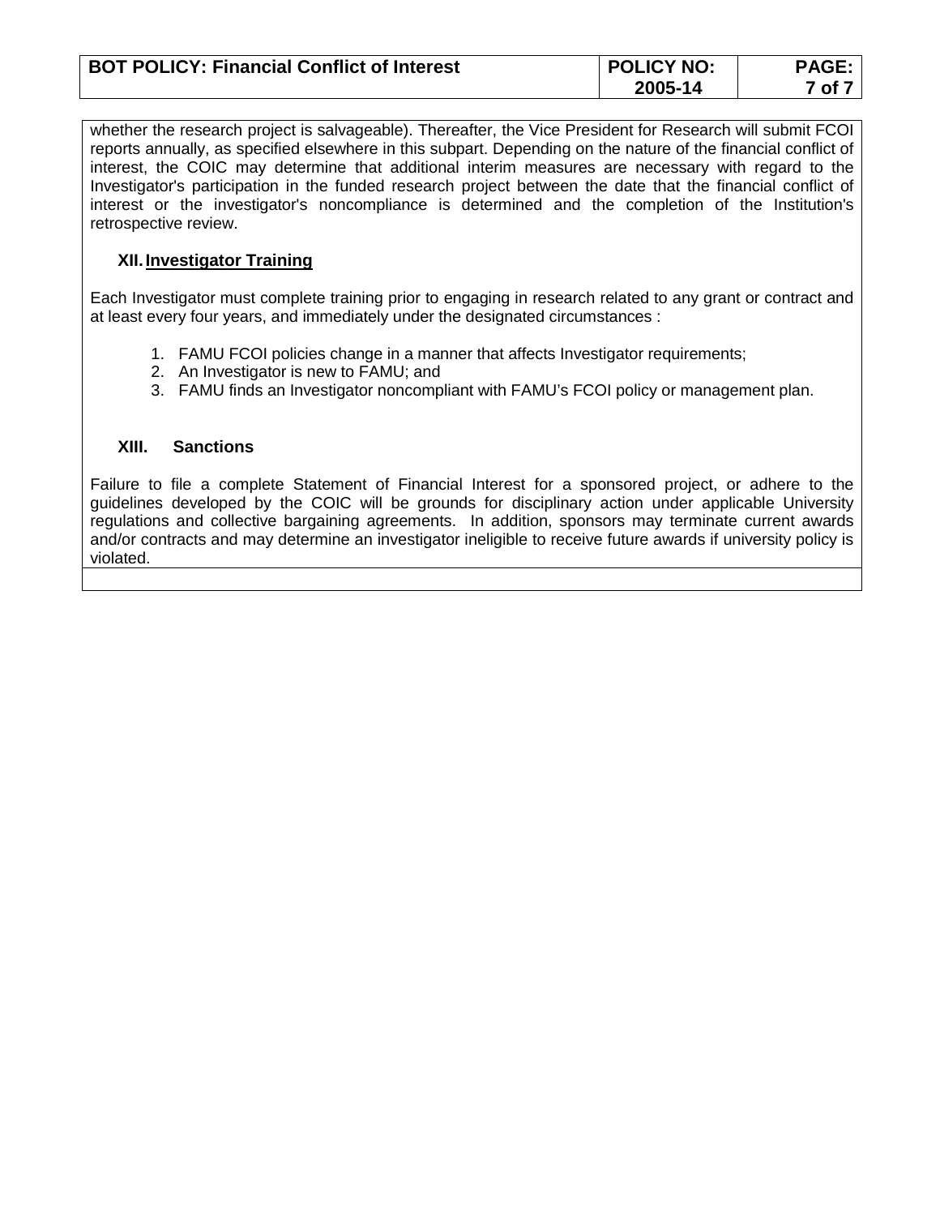whether the research project is salvageable). Thereafter, the Vice President for Research will submit FCOI reports annually, as specified elsewhere in this subpart. Depending on the nature of the financial conflict of interest, the COIC may determine that additional interim measures are necessary with regard to the Investigator's participation in the funded research project between the date that the financial conflict of interest or the investigator's noncompliance is determined and the completion of the Institution's retrospective review.

## XII. Investigator Training

Each Investigator must complete training prior to engaging in research related to any grant or contract and at least every four years, and immediately under the designated circumstances :

1. FAMU FCOI policies change in a manner that affects Investigator requirements;
2. An Investigator is new to FAMU; and
3. FAMU finds an Investigator noncompliant with FAMU's FCOI policy or management plan.

## XIII. Sanctions

Failure to file a complete Statement of Financial Interest for a sponsored project, or adhere to the guidelines developed by the COIC will be grounds for disciplinary action under applicable University regulations and collective bargaining agreements. In addition, sponsors may terminate current awards and/or contracts and may determine an investigator ineligible to receive future awards if university policy is violated.